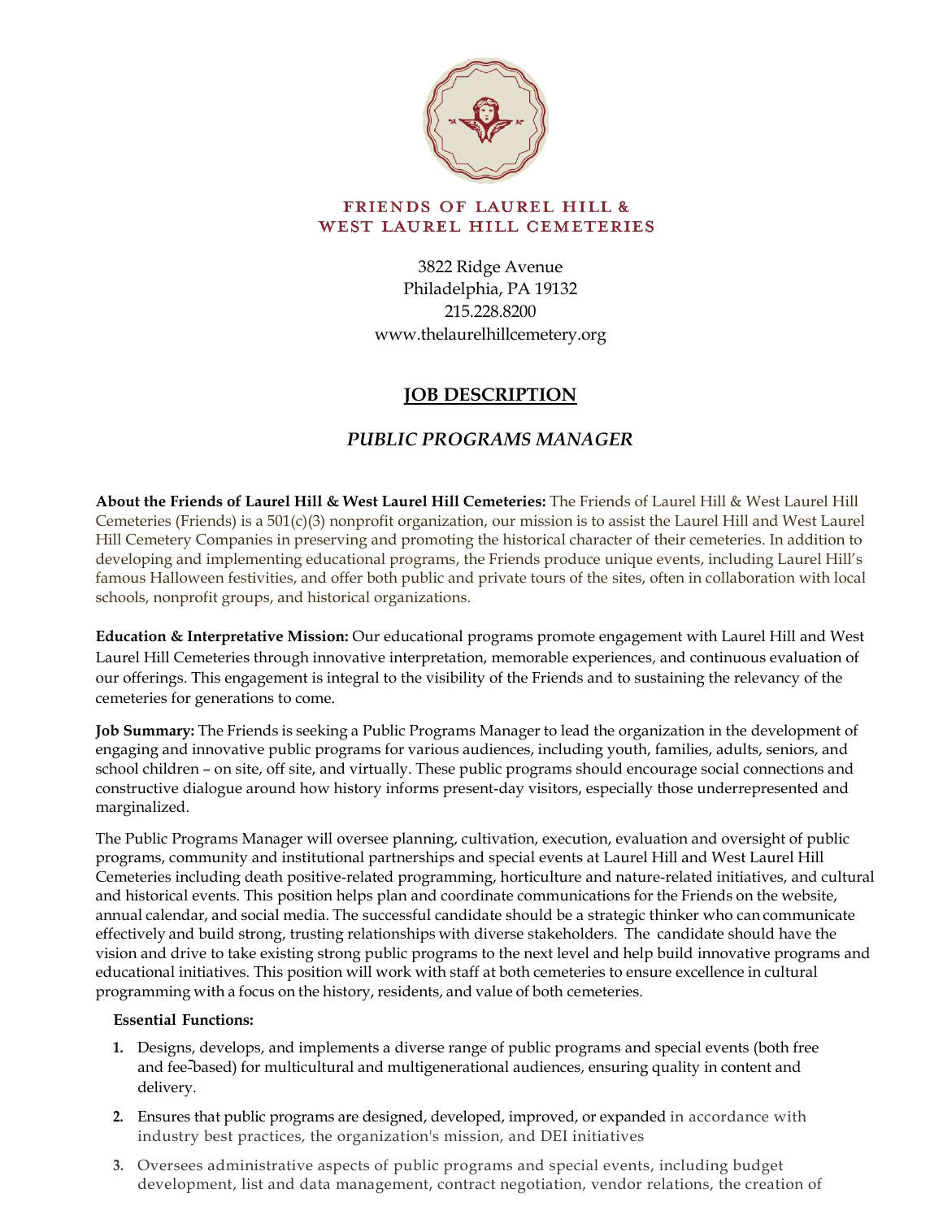**FRIENDS OF LAUREL HILL &**
**WEST LAUREL HILL CEMETERIES**

3822 Ridge Avenue
Philadelphia, PA 19132
215.228.8200
www.thelaurelhillcemetery.org

# JOB DESCRIPTION

## *PUBLIC PROGRAMS MANAGER*

**About the Friends of Laurel Hill & West Laurel Hill Cemeteries:** The Friends of Laurel Hill & West Laurel Hill Cemeteries (Friends) is a 501(c)(3) nonprofit organization, our mission is to assist the Laurel Hill and West Laurel Hill Cemetery Companies in preserving and promoting the historical character of their cemeteries. In addition to developing and implementing educational programs, the Friends produce unique events, including Laurel Hill's famous Halloween festivities, and offer both public and private tours of the sites, often in collaboration with local schools, nonprofit groups, and historical organizations.

**Education & Interpretative Mission:** Our educational programs promote engagement with Laurel Hill and West Laurel Hill Cemeteries through innovative interpretation, memorable experiences, and continuous evaluation of our offerings. This engagement is integral to the visibility of the Friends and to sustaining the relevancy of the cemeteries for generations to come.

**Job Summary:** The Friends is seeking a Public Programs Manager to lead the organization in the development of engaging and innovative public programs for various audiences, including youth, families, adults, seniors, and school children – on site, off site, and virtually. These public programs should encourage social connections and constructive dialogue around how history informs present-day visitors, especially those underrepresented and marginalized.

The Public Programs Manager will oversee planning, cultivation, execution, evaluation and oversight of public programs, community and institutional partnerships and special events at Laurel Hill and West Laurel Hill Cemeteries including death positive-related programming, horticulture and nature-related initiatives, and cultural and historical events. This position helps plan and coordinate communications for the Friends on the website, annual calendar, and social media. The successful candidate should be a strategic thinker who can communicate effectively and build strong, trusting relationships with diverse stakeholders. The candidate should have the vision and drive to take existing strong public programs to the next level and help build innovative programs and educational initiatives. This position will work with staff at both cemeteries to ensure excellence in cultural programming with a focus on the history, residents, and value of both cemeteries.

**Essential Functions:**

1. Designs, develops, and implements a diverse range of public programs and special events (both free and fee-based) for multicultural and multigenerational audiences, ensuring quality in content and delivery.
2. Ensures that public programs are designed, developed, improved, or expanded in accordance with industry best practices, the organization's mission, and DEI initiatives
3. Oversees administrative aspects of public programs and special events, including budget development, list and data management, contract negotiation, vendor relations, the creation of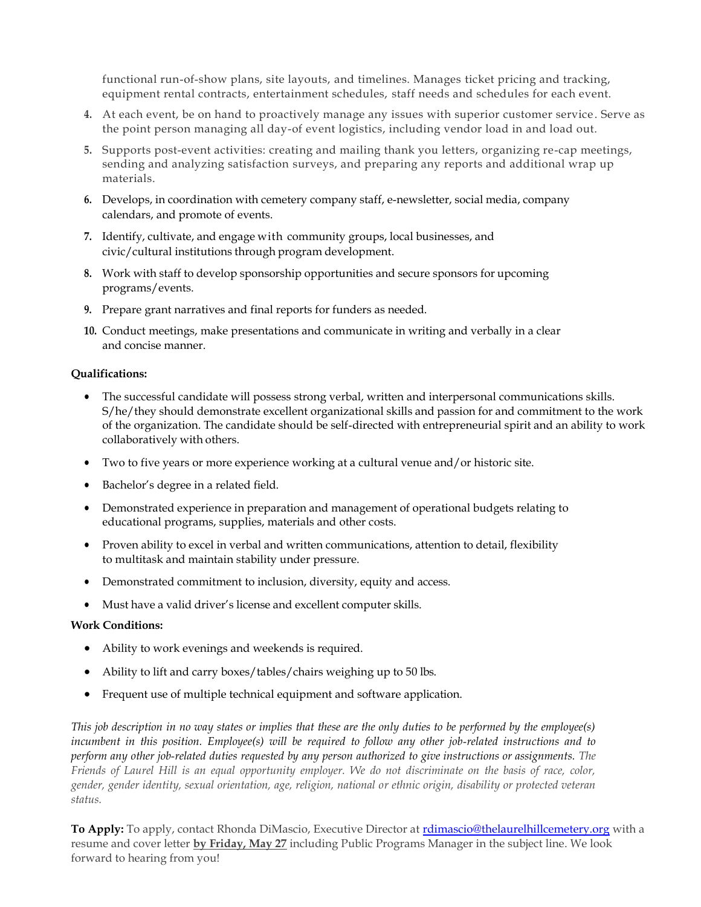functional run-of-show plans, site layouts, and timelines. Manages ticket pricing and tracking, equipment rental contracts, entertainment schedules, staff needs and schedules for each event.

4. At each event, be on hand to proactively manage any issues with superior customer service. Serve as the point person managing all day-of event logistics, including vendor load in and load out.
5. Supports post-event activities: creating and mailing thank you letters, organizing re-cap meetings, sending and analyzing satisfaction surveys, and preparing any reports and additional wrap up materials.
6. Develops, in coordination with cemetery company staff, e-newsletter, social media, company calendars, and promote of events.
7. Identify, cultivate, and engage with community groups, local businesses, and civic/cultural institutions through program development.
8. Work with staff to develop sponsorship opportunities and secure sponsors for upcoming programs/events.
9. Prepare grant narratives and final reports for funders as needed.
10. Conduct meetings, make presentations and communicate in writing and verbally in a clear and concise manner.

**Qualifications:**

- The successful candidate will possess strong verbal, written and interpersonal communications skills. S/he/they should demonstrate excellent organizational skills and passion for and commitment to the work of the organization. The candidate should be self-directed with entrepreneurial spirit and an ability to work collaboratively with others.
- Two to five years or more experience working at a cultural venue and/or historic site.
- Bachelor's degree in a related field.
- Demonstrated experience in preparation and management of operational budgets relating to educational programs, supplies, materials and other costs.
- Proven ability to excel in verbal and written communications, attention to detail, flexibility to multitask and maintain stability under pressure.
- Demonstrated commitment to inclusion, diversity, equity and access.
- Must have a valid driver's license and excellent computer skills.

**Work Conditions:**

- Ability to work evenings and weekends is required.
- Ability to lift and carry boxes/tables/chairs weighing up to 50 lbs.
- Frequent use of multiple technical equipment and software application.

*This job description in no way states or implies that these are the only duties to be performed by the employee(s) incumbent in this position. Employee(s) will be required to follow any other job-related instructions and to perform any other job-related duties requested by any person authorized to give instructions or assignments. The Friends of Laurel Hill is an equal opportunity employer. We do not discriminate on the basis of race, color, gender, gender identity, sexual orientation, age, religion, national or ethnic origin, disability or protected veteran status.*

**To Apply:** To apply, contact Rhonda DiMascio, Executive Director at rdimascio@thelaurelhillcemetery.org with a resume and cover letter **by Friday, May 27** including Public Programs Manager in the subject line. We look forward to hearing from you!